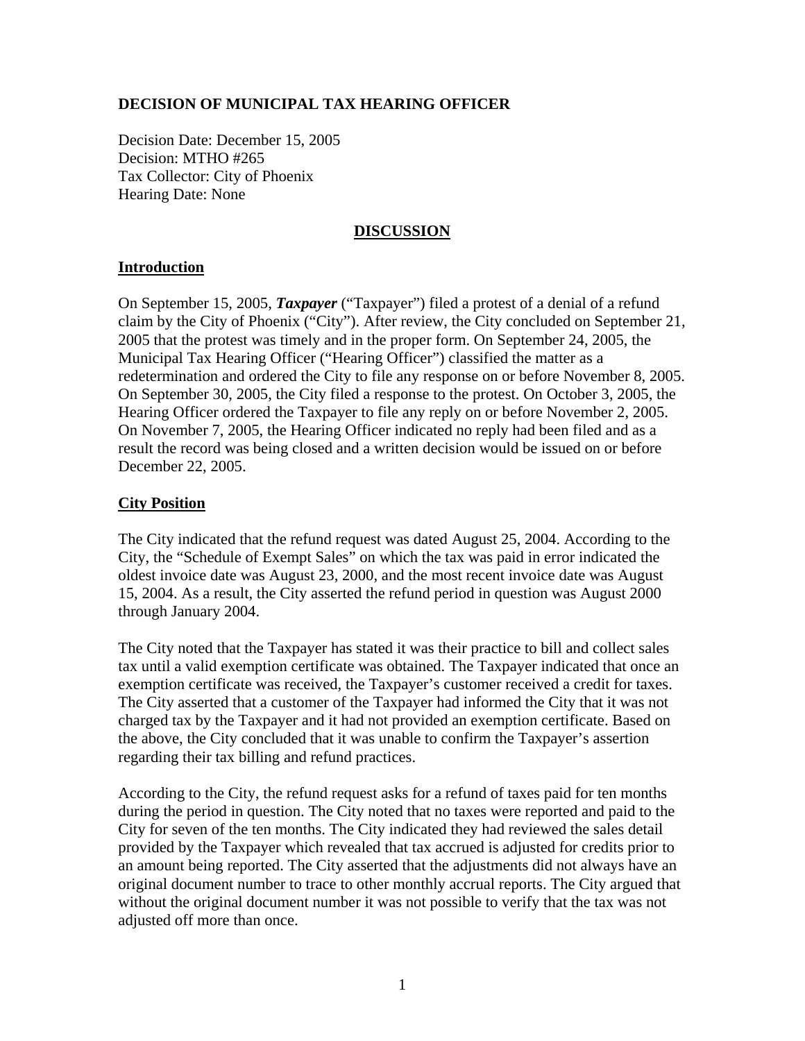**DECISION OF MUNICIPAL TAX HEARING OFFICER**

Decision Date: December 15, 2005
Decision: MTHO #265
Tax Collector: City of Phoenix
Hearing Date: None

## DISCUSSION

### Introduction

On September 15, 2005, ***Taxpayer*** ("Taxpayer") filed a protest of a denial of a refund claim by the City of Phoenix ("City"). After review, the City concluded on September 21, 2005 that the protest was timely and in the proper form. On September 24, 2005, the Municipal Tax Hearing Officer ("Hearing Officer") classified the matter as a redetermination and ordered the City to file any response on or before November 8, 2005. On September 30, 2005, the City filed a response to the protest. On October 3, 2005, the Hearing Officer ordered the Taxpayer to file any reply on or before November 2, 2005. On November 7, 2005, the Hearing Officer indicated no reply had been filed and as a result the record was being closed and a written decision would be issued on or before December 22, 2005.

### City Position

The City indicated that the refund request was dated August 25, 2004. According to the City, the "Schedule of Exempt Sales" on which the tax was paid in error indicated the oldest invoice date was August 23, 2000, and the most recent invoice date was August 15, 2004. As a result, the City asserted the refund period in question was August 2000 through January 2004.

The City noted that the Taxpayer has stated it was their practice to bill and collect sales tax until a valid exemption certificate was obtained. The Taxpayer indicated that once an exemption certificate was received, the Taxpayer's customer received a credit for taxes. The City asserted that a customer of the Taxpayer had informed the City that it was not charged tax by the Taxpayer and it had not provided an exemption certificate. Based on the above, the City concluded that it was unable to confirm the Taxpayer's assertion regarding their tax billing and refund practices.

According to the City, the refund request asks for a refund of taxes paid for ten months during the period in question. The City noted that no taxes were reported and paid to the City for seven of the ten months. The City indicated they had reviewed the sales detail provided by the Taxpayer which revealed that tax accrued is adjusted for credits prior to an amount being reported. The City asserted that the adjustments did not always have an original document number to trace to other monthly accrual reports. The City argued that without the original document number it was not possible to verify that the tax was not adjusted off more than once.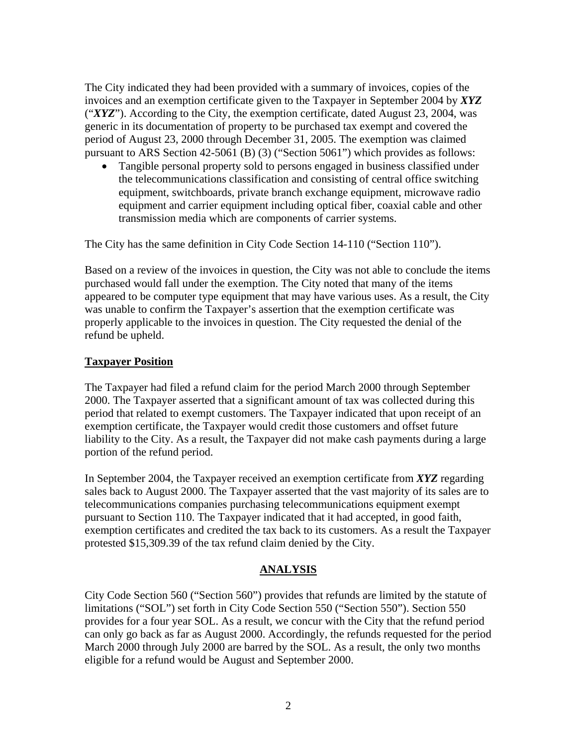The City indicated they had been provided with a summary of invoices, copies of the invoices and an exemption certificate given to the Taxpayer in September 2004 by ***XYZ*** ("***XYZ***"). According to the City, the exemption certificate, dated August 23, 2004, was generic in its documentation of property to be purchased tax exempt and covered the period of August 23, 2000 through December 31, 2005. The exemption was claimed pursuant to ARS Section 42-5061 (B) (3) ("Section 5061") which provides as follows:

- Tangible personal property sold to persons engaged in business classified under the telecommunications classification and consisting of central office switching equipment, switchboards, private branch exchange equipment, microwave radio equipment and carrier equipment including optical fiber, coaxial cable and other transmission media which are components of carrier systems.

The City has the same definition in City Code Section 14-110 ("Section 110").

Based on a review of the invoices in question, the City was not able to conclude the items purchased would fall under the exemption. The City noted that many of the items appeared to be computer type equipment that may have various uses. As a result, the City was unable to confirm the Taxpayer's assertion that the exemption certificate was properly applicable to the invoices in question. The City requested the denial of the refund be upheld.

## Taxpayer Position

The Taxpayer had filed a refund claim for the period March 2000 through September 2000. The Taxpayer asserted that a significant amount of tax was collected during this period that related to exempt customers. The Taxpayer indicated that upon receipt of an exemption certificate, the Taxpayer would credit those customers and offset future liability to the City. As a result, the Taxpayer did not make cash payments during a large portion of the refund period.

In September 2004, the Taxpayer received an exemption certificate from ***XYZ*** regarding sales back to August 2000. The Taxpayer asserted that the vast majority of its sales are to telecommunications companies purchasing telecommunications equipment exempt pursuant to Section 110. The Taxpayer indicated that it had accepted, in good faith, exemption certificates and credited the tax back to its customers. As a result the Taxpayer protested $15,309.39 of the tax refund claim denied by the City.

## ANALYSIS

City Code Section 560 ("Section 560") provides that refunds are limited by the statute of limitations ("SOL") set forth in City Code Section 550 ("Section 550"). Section 550 provides for a four year SOL. As a result, we concur with the City that the refund period can only go back as far as August 2000. Accordingly, the refunds requested for the period March 2000 through July 2000 are barred by the SOL. As a result, the only two months eligible for a refund would be August and September 2000.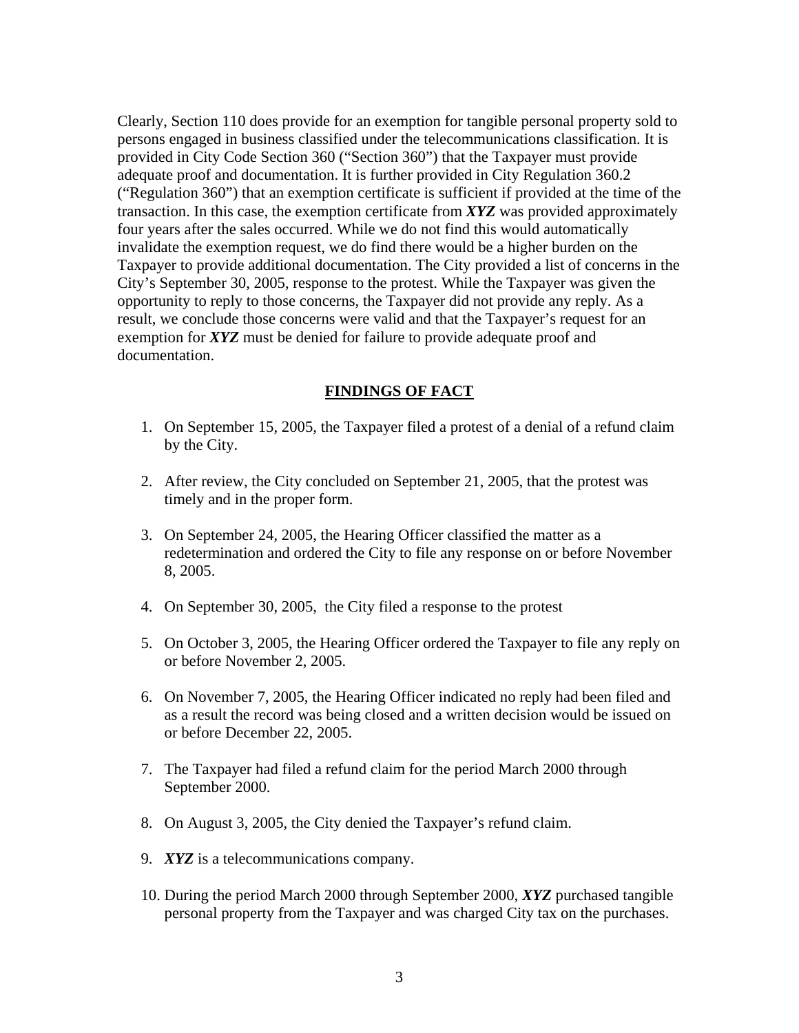Clearly, Section 110 does provide for an exemption for tangible personal property sold to persons engaged in business classified under the telecommunications classification. It is provided in City Code Section 360 ("Section 360") that the Taxpayer must provide adequate proof and documentation. It is further provided in City Regulation 360.2 ("Regulation 360") that an exemption certificate is sufficient if provided at the time of the transaction. In this case, the exemption certificate from ***XYZ*** was provided approximately four years after the sales occurred. While we do not find this would automatically invalidate the exemption request, we do find there would be a higher burden on the Taxpayer to provide additional documentation. The City provided a list of concerns in the City's September 30, 2005, response to the protest. While the Taxpayer was given the opportunity to reply to those concerns, the Taxpayer did not provide any reply. As a result, we conclude those concerns were valid and that the Taxpayer's request for an exemption for ***XYZ*** must be denied for failure to provide adequate proof and documentation.

## FINDINGS OF FACT

1. On September 15, 2005, the Taxpayer filed a protest of a denial of a refund claim by the City.
2. After review, the City concluded on September 21, 2005, that the protest was timely and in the proper form.
3. On September 24, 2005, the Hearing Officer classified the matter as a redetermination and ordered the City to file any response on or before November 8, 2005.
4. On September 30, 2005, the City filed a response to the protest
5. On October 3, 2005, the Hearing Officer ordered the Taxpayer to file any reply on or before November 2, 2005.
6. On November 7, 2005, the Hearing Officer indicated no reply had been filed and as a result the record was being closed and a written decision would be issued on or before December 22, 2005.
7. The Taxpayer had filed a refund claim for the period March 2000 through September 2000.
8. On August 3, 2005, the City denied the Taxpayer's refund claim.
9. ***XYZ*** is a telecommunications company.
10. During the period March 2000 through September 2000, ***XYZ*** purchased tangible personal property from the Taxpayer and was charged City tax on the purchases.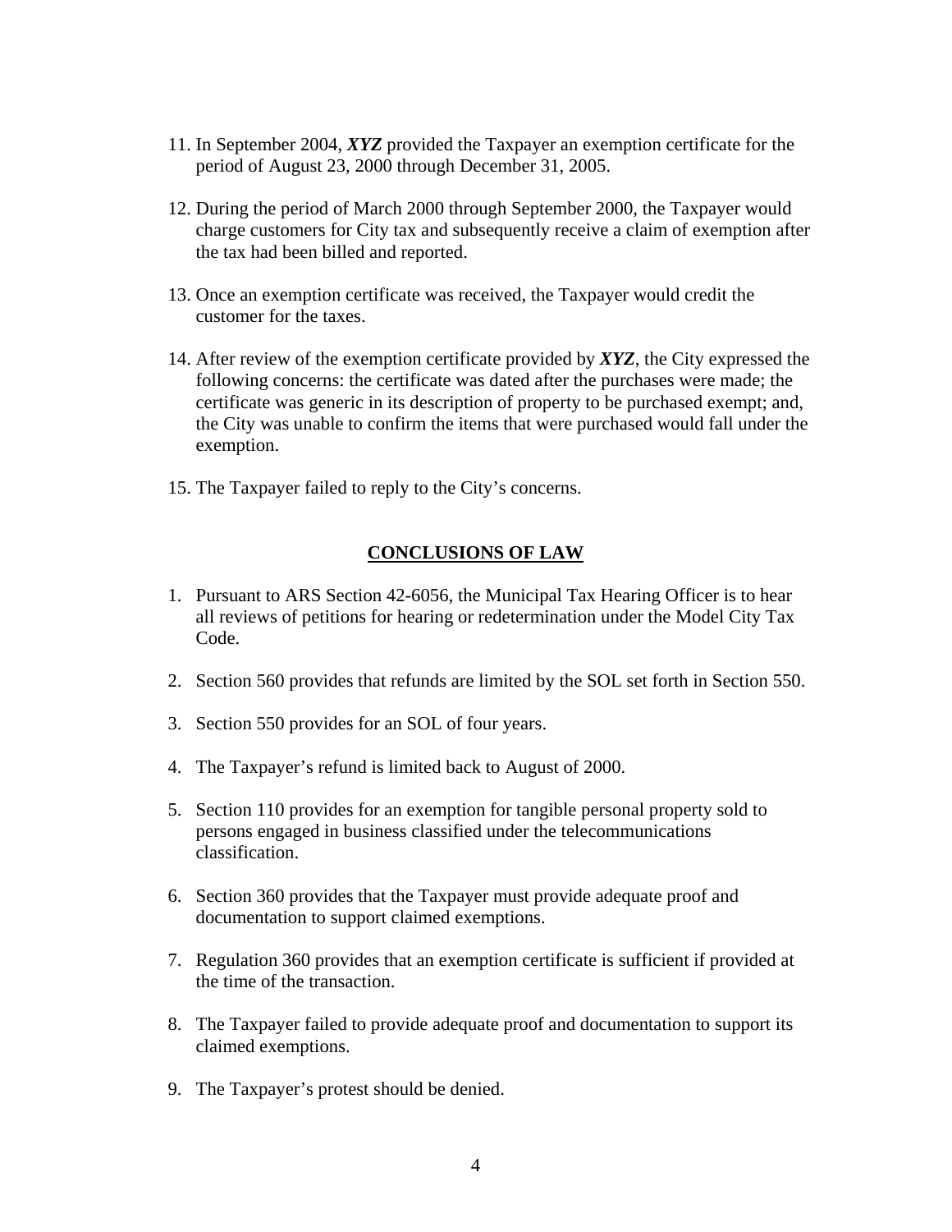11. In September 2004, ***XYZ*** provided the Taxpayer an exemption certificate for the period of August 23, 2000 through December 31, 2005.

12. During the period of March 2000 through September 2000, the Taxpayer would charge customers for City tax and subsequently receive a claim of exemption after the tax had been billed and reported.

13. Once an exemption certificate was received, the Taxpayer would credit the customer for the taxes.

14. After review of the exemption certificate provided by ***XYZ***, the City expressed the following concerns: the certificate was dated after the purchases were made; the certificate was generic in its description of property to be purchased exempt; and, the City was unable to confirm the items that were purchased would fall under the exemption.

15. The Taxpayer failed to reply to the City's concerns.

## CONCLUSIONS OF LAW

1. Pursuant to ARS Section 42-6056, the Municipal Tax Hearing Officer is to hear all reviews of petitions for hearing or redetermination under the Model City Tax Code.

2. Section 560 provides that refunds are limited by the SOL set forth in Section 550.

3. Section 550 provides for an SOL of four years.

4. The Taxpayer's refund is limited back to August of 2000.

5. Section 110 provides for an exemption for tangible personal property sold to persons engaged in business classified under the telecommunications classification.

6. Section 360 provides that the Taxpayer must provide adequate proof and documentation to support claimed exemptions.

7. Regulation 360 provides that an exemption certificate is sufficient if provided at the time of the transaction.

8. The Taxpayer failed to provide adequate proof and documentation to support its claimed exemptions.

9. The Taxpayer's protest should be denied.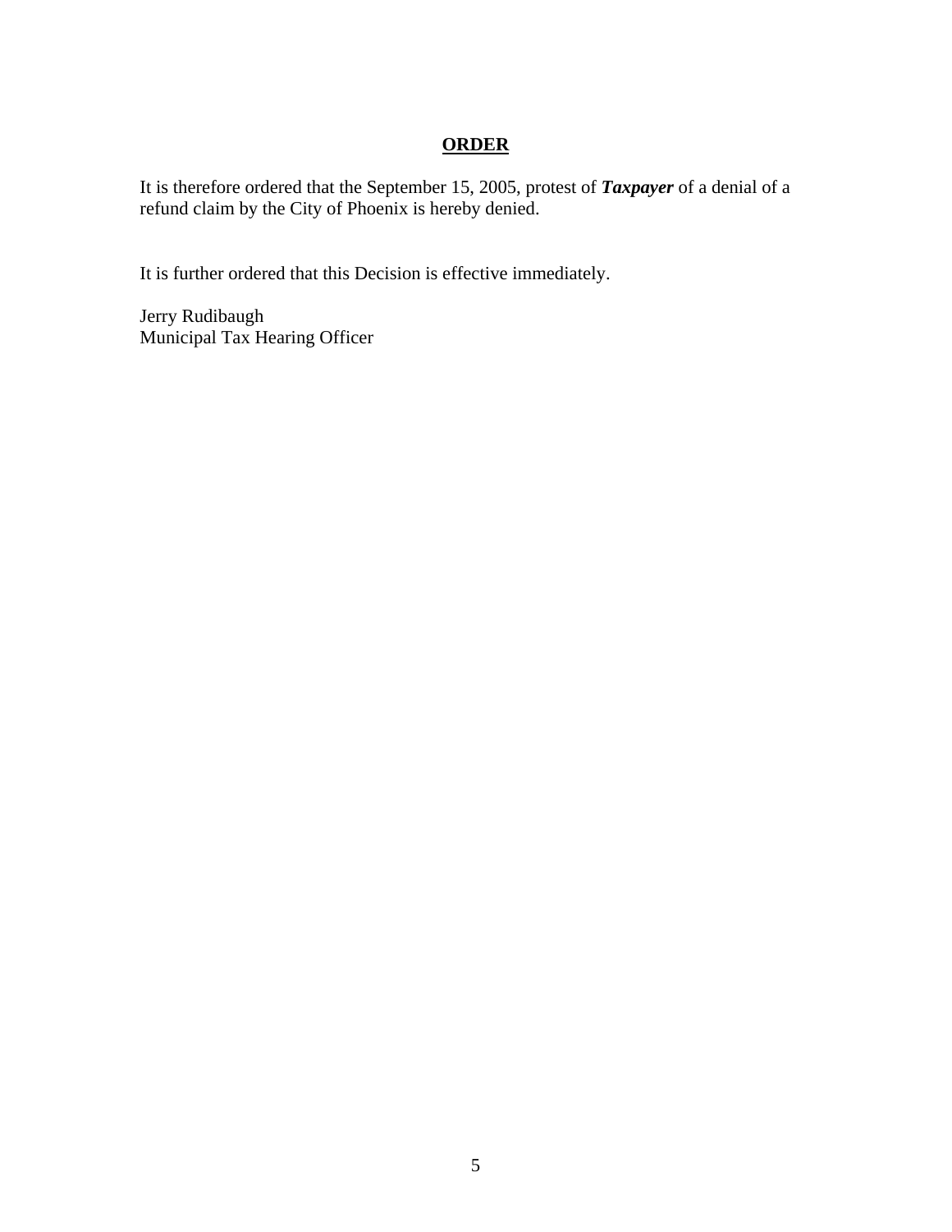## ORDER

It is therefore ordered that the September 15, 2005, protest of ***Taxpayer*** of a denial of a refund claim by the City of Phoenix is hereby denied.

It is further ordered that this Decision is effective immediately.

Jerry Rudibaugh
Municipal Tax Hearing Officer